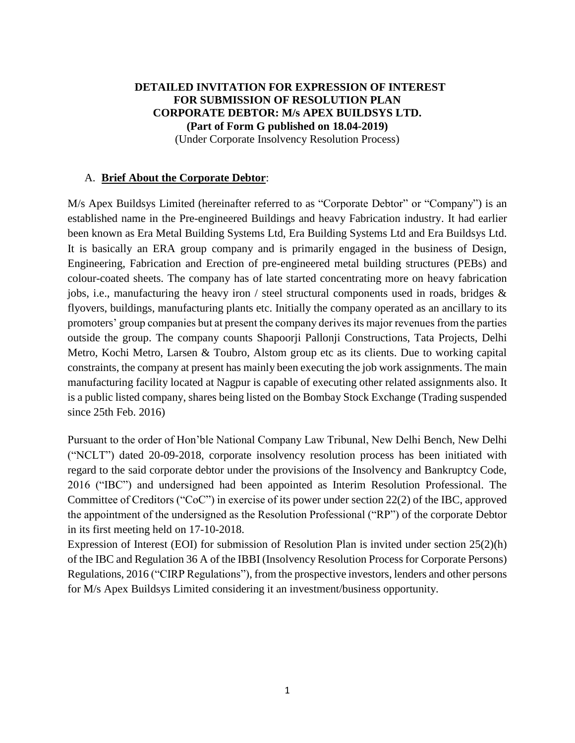**DETAILED INVITATION FOR EXPRESSION OF INTEREST**
**FOR SUBMISSION OF RESOLUTION PLAN**
**CORPORATE DEBTOR: M/s APEX BUILDSYS LTD.**
**(Part of Form G published on 18.04-2019)**
(Under Corporate Insolvency Resolution Process)

## A. Brief About the Corporate Debtor:

M/s Apex Buildsys Limited (hereinafter referred to as "Corporate Debtor" or "Company") is an established name in the Pre-engineered Buildings and heavy Fabrication industry. It had earlier been known as Era Metal Building Systems Ltd, Era Building Systems Ltd and Era Buildsys Ltd. It is basically an ERA group company and is primarily engaged in the business of Design, Engineering, Fabrication and Erection of pre-engineered metal building structures (PEBs) and colour-coated sheets. The company has of late started concentrating more on heavy fabrication jobs, i.e., manufacturing the heavy iron / steel structural components used in roads, bridges & flyovers, buildings, manufacturing plants etc. Initially the company operated as an ancillary to its promoters' group companies but at present the company derives its major revenues from the parties outside the group. The company counts Shapoorji Pallonji Constructions, Tata Projects, Delhi Metro, Kochi Metro, Larsen & Toubro, Alstom group etc as its clients. Due to working capital constraints, the company at present has mainly been executing the job work assignments. The main manufacturing facility located at Nagpur is capable of executing other related assignments also. It is a public listed company, shares being listed on the Bombay Stock Exchange (Trading suspended since 25th Feb. 2016)

Pursuant to the order of Hon'ble National Company Law Tribunal, New Delhi Bench, New Delhi ("NCLT") dated 20-09-2018, corporate insolvency resolution process has been initiated with regard to the said corporate debtor under the provisions of the Insolvency and Bankruptcy Code, 2016 ("IBC") and undersigned had been appointed as Interim Resolution Professional. The Committee of Creditors ("CoC") in exercise of its power under section 22(2) of the IBC, approved the appointment of the undersigned as the Resolution Professional ("RP") of the corporate Debtor in its first meeting held on 17-10-2018.

Expression of Interest (EOI) for submission of Resolution Plan is invited under section 25(2)(h) of the IBC and Regulation 36 A of the IBBI (Insolvency Resolution Process for Corporate Persons) Regulations, 2016 ("CIRP Regulations"), from the prospective investors, lenders and other persons for M/s Apex Buildsys Limited considering it an investment/business opportunity.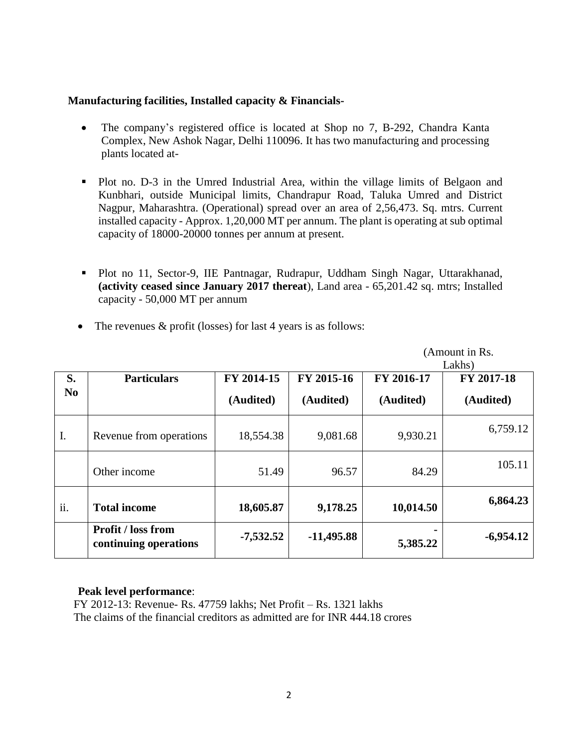**Manufacturing facilities, Installed capacity & Financials-**

- The company's registered office is located at Shop no 7, B-292, Chandra Kanta Complex, New Ashok Nagar, Delhi 110096. It has two manufacturing and processing plants located at-

  - Plot no. D-3 in the Umred Industrial Area, within the village limits of Belgaon and Kunbhari, outside Municipal limits, Chandrapur Road, Taluka Umred and District Nagpur, Maharashtra. (Operational) spread over an area of 2,56,473. Sq. mtrs. Current installed capacity - Approx. 1,20,000 MT per annum. The plant is operating at sub optimal capacity of 18000-20000 tonnes per annum at present.

  - Plot no 11, Sector-9, IIE Pantnagar, Rudrapur, Uddham Singh Nagar, Uttarakhanad, **(activity ceased since January 2017 thereat**), Land area - 65,201.42 sq. mtrs; Installed capacity - 50,000 MT per annum

- The revenues & profit (losses) for last 4 years is as follows:

(Amount in Rs. Lakhs)

| S. No | Particulars | FY 2014-15 (Audited) | FY 2015-16 (Audited) | FY 2016-17 (Audited) | FY 2017-18 (Audited) |
|---|---|---|---|---|---|
| I. | Revenue from operations | 18,554.38 | 9,081.68 | 9,930.21 | 6,759.12 |
| | Other income | 51.49 | 96.57 | 84.29 | 105.11 |
| ii. | **Total income** | **18,605.87** | **9,178.25** | **10,014.50** | **6,864.23** |
| | **Profit / loss from continuing operations** | **-7,532.52** | **-11,495.88** | **-5,385.22** | **-6,954.12** |

**Peak level performance**:
FY 2012-13: Revenue- Rs. 47759 lakhs; Net Profit – Rs. 1321 lakhs
The claims of the financial creditors as admitted are for INR 444.18 crores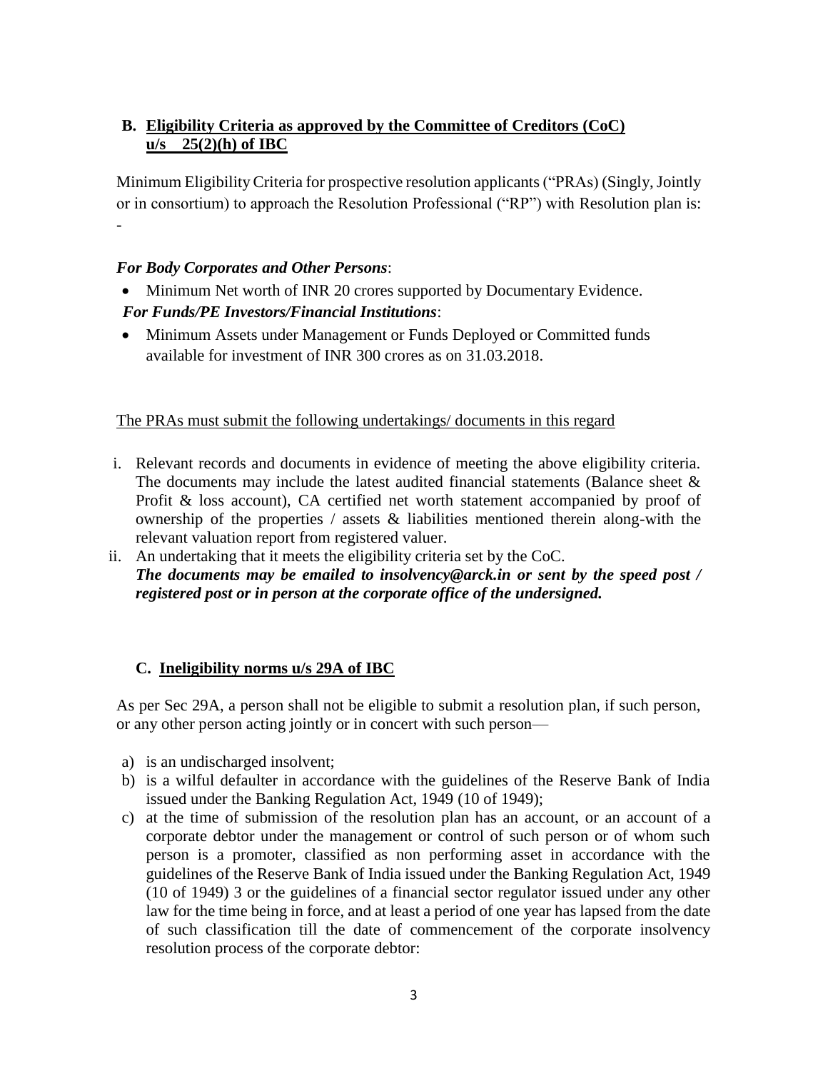## B. Eligibility Criteria as approved by the Committee of Creditors (CoC) u/s 25(2)(h) of IBC

Minimum Eligibility Criteria for prospective resolution applicants ("PRAs") (Singly, Jointly or in consortium) to approach the Resolution Professional ("RP") with Resolution plan is: -

***For Body Corporates and Other Persons***:

- Minimum Net worth of INR 20 crores supported by Documentary Evidence.

***For Funds/PE Investors/Financial Institutions***:

- Minimum Assets under Management or Funds Deployed or Committed funds available for investment of INR 300 crores as on 31.03.2018.

The PRAs must submit the following undertakings/ documents in this regard

i. Relevant records and documents in evidence of meeting the above eligibility criteria. The documents may include the latest audited financial statements (Balance sheet & Profit & loss account), CA certified net worth statement accompanied by proof of ownership of the properties / assets & liabilities mentioned therein along-with the relevant valuation report from registered valuer.

ii. An undertaking that it meets the eligibility criteria set by the CoC.
***The documents may be emailed to insolvency@arck.in or sent by the speed post / registered post or in person at the corporate office of the undersigned.***

## C. Ineligibility norms u/s 29A of IBC

As per Sec 29A, a person shall not be eligible to submit a resolution plan, if such person, or any other person acting jointly or in concert with such person—

a) is an undischarged insolvent;

b) is a wilful defaulter in accordance with the guidelines of the Reserve Bank of India issued under the Banking Regulation Act, 1949 (10 of 1949);

c) at the time of submission of the resolution plan has an account, or an account of a corporate debtor under the management or control of such person or of whom such person is a promoter, classified as non performing asset in accordance with the guidelines of the Reserve Bank of India issued under the Banking Regulation Act, 1949 (10 of 1949) 3 or the guidelines of a financial sector regulator issued under any other law for the time being in force, and at least a period of one year has lapsed from the date of such classification till the date of commencement of the corporate insolvency resolution process of the corporate debtor: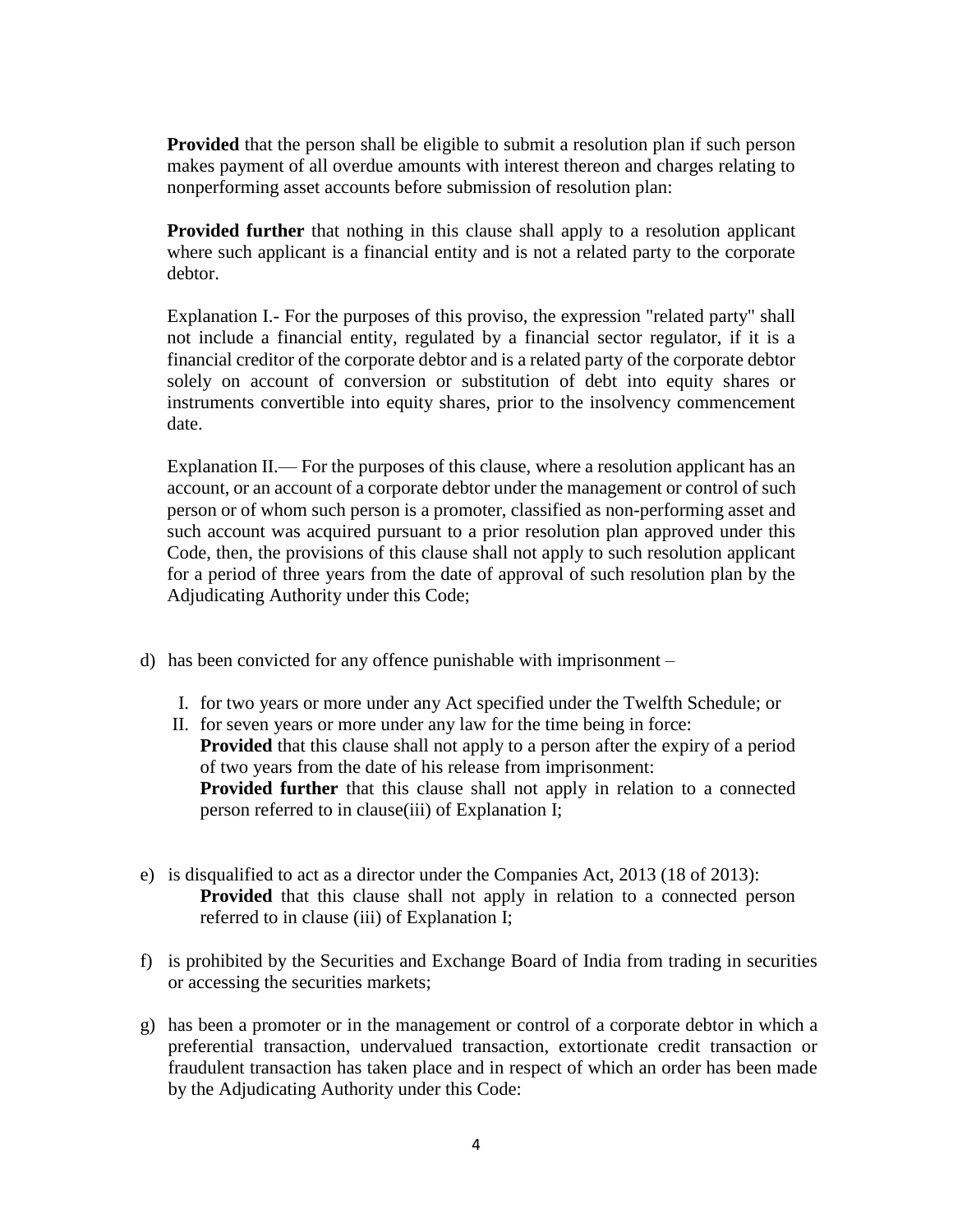**Provided** that the person shall be eligible to submit a resolution plan if such person makes payment of all overdue amounts with interest thereon and charges relating to nonperforming asset accounts before submission of resolution plan:

**Provided further** that nothing in this clause shall apply to a resolution applicant where such applicant is a financial entity and is not a related party to the corporate debtor.

Explanation I.- For the purposes of this proviso, the expression "related party" shall not include a financial entity, regulated by a financial sector regulator, if it is a financial creditor of the corporate debtor and is a related party of the corporate debtor solely on account of conversion or substitution of debt into equity shares or instruments convertible into equity shares, prior to the insolvency commencement date.

Explanation II.— For the purposes of this clause, where a resolution applicant has an account, or an account of a corporate debtor under the management or control of such person or of whom such person is a promoter, classified as non-performing asset and such account was acquired pursuant to a prior resolution plan approved under this Code, then, the provisions of this clause shall not apply to such resolution applicant for a period of three years from the date of approval of such resolution plan by the Adjudicating Authority under this Code;

d) has been convicted for any offence punishable with imprisonment –

   I. for two years or more under any Act specified under the Twelfth Schedule; or
   II. for seven years or more under any law for the time being in force:
   **Provided** that this clause shall not apply to a person after the expiry of a period of two years from the date of his release from imprisonment:
   **Provided further** that this clause shall not apply in relation to a connected person referred to in clause(iii) of Explanation I;

e) is disqualified to act as a director under the Companies Act, 2013 (18 of 2013):
   **Provided** that this clause shall not apply in relation to a connected person referred to in clause (iii) of Explanation I;

f) is prohibited by the Securities and Exchange Board of India from trading in securities or accessing the securities markets;

g) has been a promoter or in the management or control of a corporate debtor in which a preferential transaction, undervalued transaction, extortionate credit transaction or fraudulent transaction has taken place and in respect of which an order has been made by the Adjudicating Authority under this Code: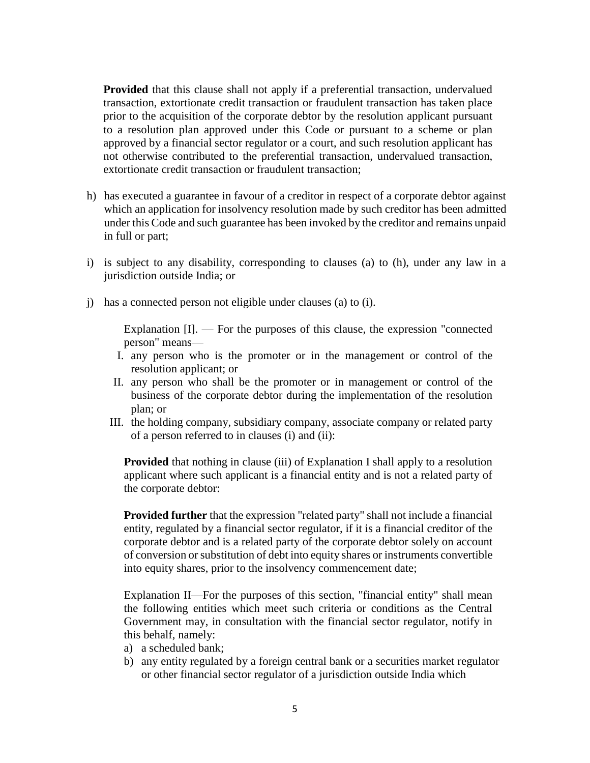**Provided** that this clause shall not apply if a preferential transaction, undervalued transaction, extortionate credit transaction or fraudulent transaction has taken place prior to the acquisition of the corporate debtor by the resolution applicant pursuant to a resolution plan approved under this Code or pursuant to a scheme or plan approved by a financial sector regulator or a court, and such resolution applicant has not otherwise contributed to the preferential transaction, undervalued transaction, extortionate credit transaction or fraudulent transaction;

h) has executed a guarantee in favour of a creditor in respect of a corporate debtor against which an application for insolvency resolution made by such creditor has been admitted under this Code and such guarantee has been invoked by the creditor and remains unpaid in full or part;

i) is subject to any disability, corresponding to clauses (a) to (h), under any law in a jurisdiction outside India; or

j) has a connected person not eligible under clauses (a) to (i).

Explanation [I]. — For the purposes of this clause, the expression "connected person" means—

I. any person who is the promoter or in the management or control of the resolution applicant; or
II. any person who shall be the promoter or in management or control of the business of the corporate debtor during the implementation of the resolution plan; or
III. the holding company, subsidiary company, associate company or related party of a person referred to in clauses (i) and (ii):

**Provided** that nothing in clause (iii) of Explanation I shall apply to a resolution applicant where such applicant is a financial entity and is not a related party of the corporate debtor:

**Provided further** that the expression "related party" shall not include a financial entity, regulated by a financial sector regulator, if it is a financial creditor of the corporate debtor and is a related party of the corporate debtor solely on account of conversion or substitution of debt into equity shares or instruments convertible into equity shares, prior to the insolvency commencement date;

Explanation II—For the purposes of this section, "financial entity" shall mean the following entities which meet such criteria or conditions as the Central Government may, in consultation with the financial sector regulator, notify in this behalf, namely:

a) a scheduled bank;
b) any entity regulated by a foreign central bank or a securities market regulator or other financial sector regulator of a jurisdiction outside India which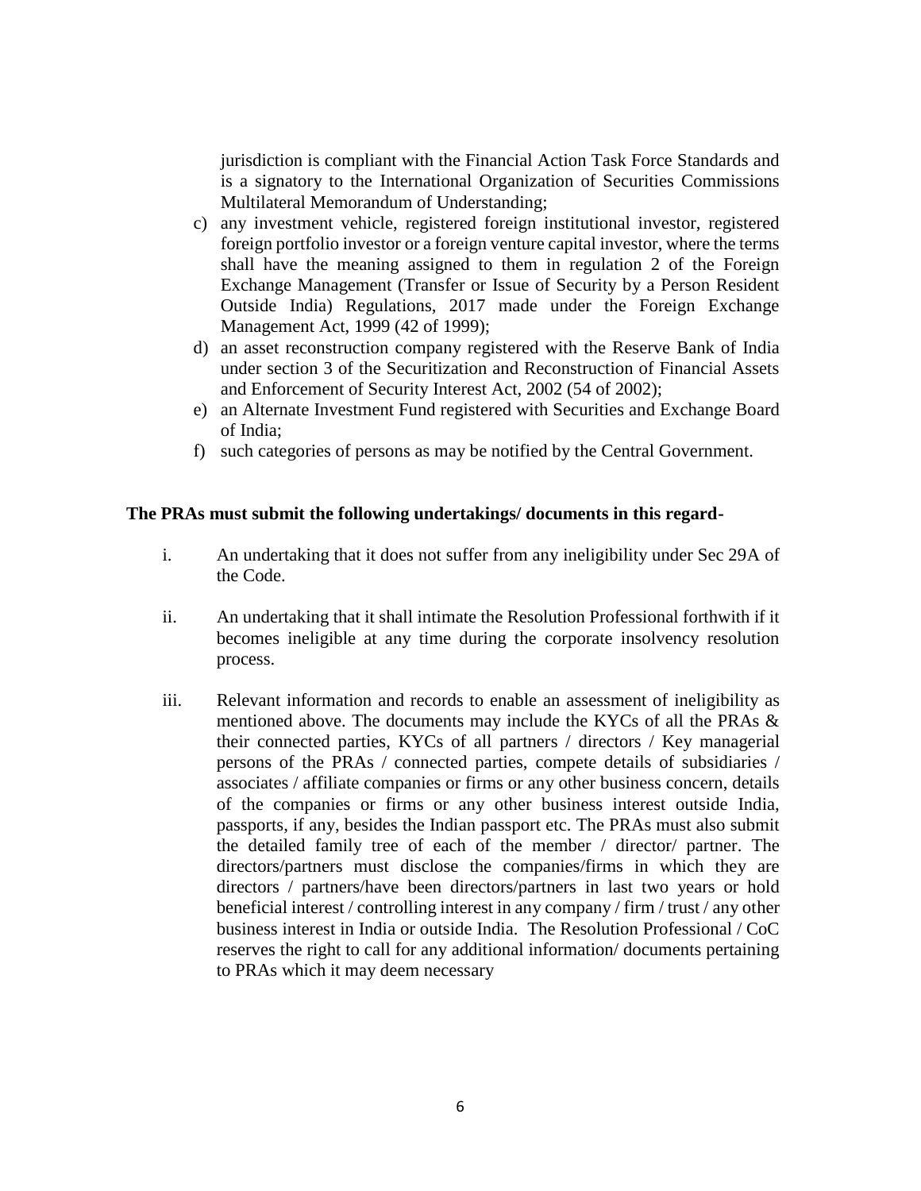jurisdiction is compliant with the Financial Action Task Force Standards and is a signatory to the International Organization of Securities Commissions Multilateral Memorandum of Understanding;

c) any investment vehicle, registered foreign institutional investor, registered foreign portfolio investor or a foreign venture capital investor, where the terms shall have the meaning assigned to them in regulation 2 of the Foreign Exchange Management (Transfer or Issue of Security by a Person Resident Outside India) Regulations, 2017 made under the Foreign Exchange Management Act, 1999 (42 of 1999);
d) an asset reconstruction company registered with the Reserve Bank of India under section 3 of the Securitization and Reconstruction of Financial Assets and Enforcement of Security Interest Act, 2002 (54 of 2002);
e) an Alternate Investment Fund registered with Securities and Exchange Board of India;
f) such categories of persons as may be notified by the Central Government.

**The PRAs must submit the following undertakings/ documents in this regard-**

i. An undertaking that it does not suffer from any ineligibility under Sec 29A of the Code.

ii. An undertaking that it shall intimate the Resolution Professional forthwith if it becomes ineligible at any time during the corporate insolvency resolution process.

iii. Relevant information and records to enable an assessment of ineligibility as mentioned above. The documents may include the KYCs of all the PRAs & their connected parties, KYCs of all partners / directors / Key managerial persons of the PRAs / connected parties, compete details of subsidiaries / associates / affiliate companies or firms or any other business concern, details of the companies or firms or any other business interest outside India, passports, if any, besides the Indian passport etc. The PRAs must also submit the detailed family tree of each of the member / director/ partner. The directors/partners must disclose the companies/firms in which they are directors / partners/have been directors/partners in last two years or hold beneficial interest / controlling interest in any company / firm / trust / any other business interest in India or outside India. The Resolution Professional / CoC reserves the right to call for any additional information/ documents pertaining to PRAs which it may deem necessary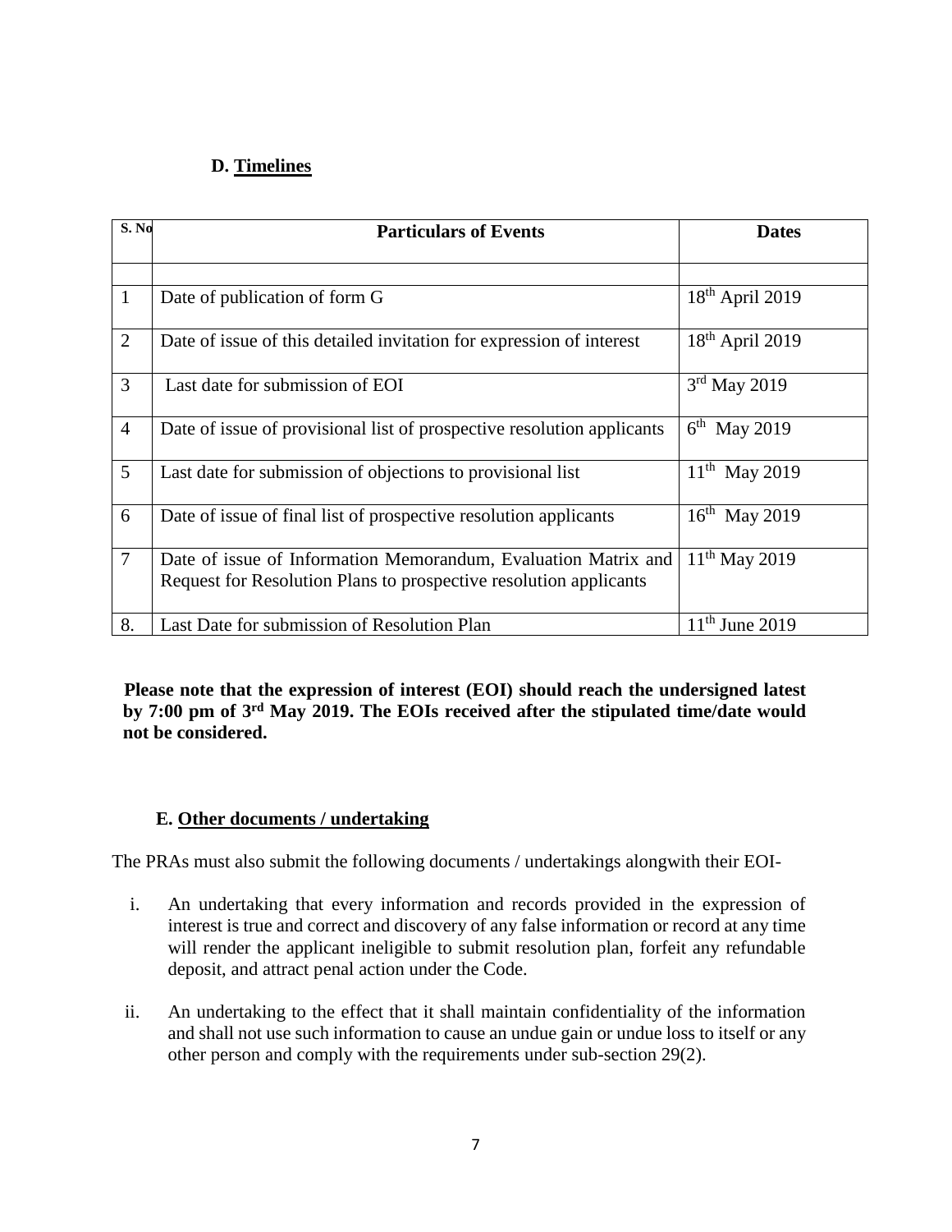### D. Timelines

| S. No | Particulars of Events | Dates |
|---|---|---|
| | | |
| 1 | Date of publication of form G | 18th April 2019 |
| 2 | Date of issue of this detailed invitation for expression of interest | 18th April 2019 |
| 3 | Last date for submission of EOI | 3rd May 2019 |
| 4 | Date of issue of provisional list of prospective resolution applicants | 6th May 2019 |
| 5 | Last date for submission of objections to provisional list | 11th May 2019 |
| 6 | Date of issue of final list of prospective resolution applicants | 16th May 2019 |
| 7 | Date of issue of Information Memorandum, Evaluation Matrix and Request for Resolution Plans to prospective resolution applicants | 11th May 2019 |
| 8. | Last Date for submission of Resolution Plan | 11th June 2019 |

**Please note that the expression of interest (EOI) should reach the undersigned latest by 7:00 pm of 3rd May 2019. The EOIs received after the stipulated time/date would not be considered.**

### E. Other documents / undertaking

The PRAs must also submit the following documents / undertakings alongwith their EOI-

i. An undertaking that every information and records provided in the expression of interest is true and correct and discovery of any false information or record at any time will render the applicant ineligible to submit resolution plan, forfeit any refundable deposit, and attract penal action under the Code.

ii. An undertaking to the effect that it shall maintain confidentiality of the information and shall not use such information to cause an undue gain or undue loss to itself or any other person and comply with the requirements under sub-section 29(2).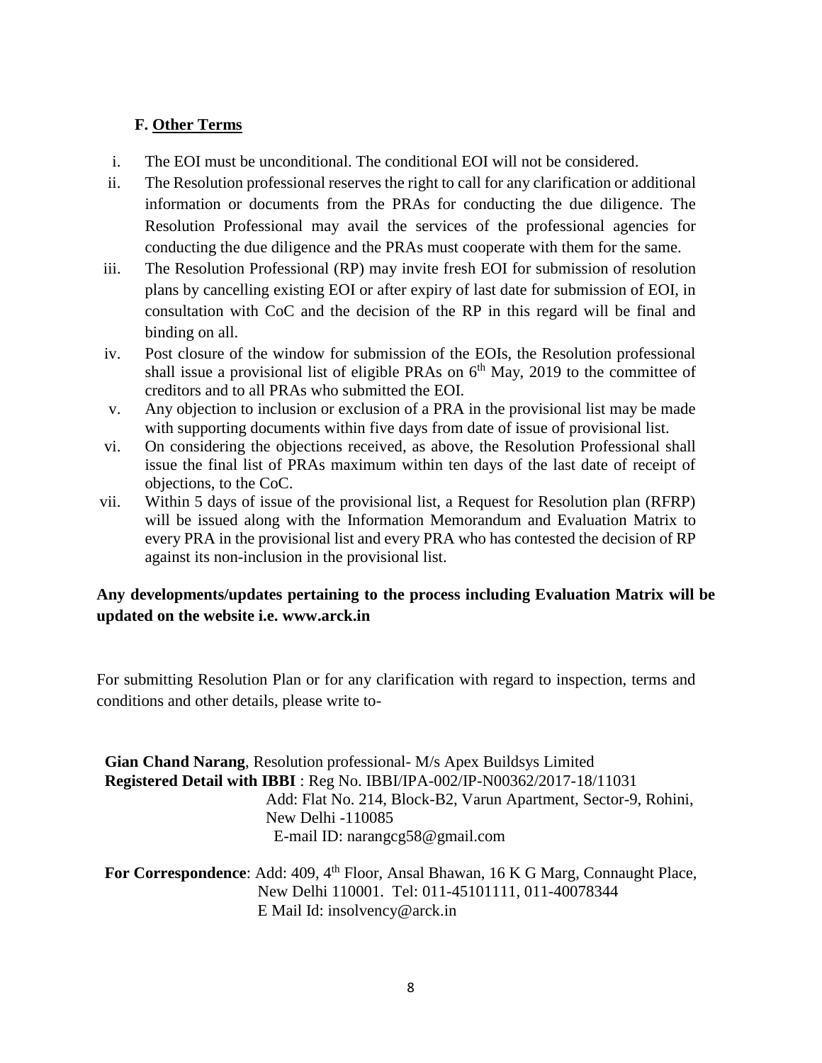### F. Other Terms

i. The EOI must be unconditional. The conditional EOI will not be considered.

ii. The Resolution professional reserves the right to call for any clarification or additional information or documents from the PRAs for conducting the due diligence. The Resolution Professional may avail the services of the professional agencies for conducting the due diligence and the PRAs must cooperate with them for the same.

iii. The Resolution Professional (RP) may invite fresh EOI for submission of resolution plans by cancelling existing EOI or after expiry of last date for submission of EOI, in consultation with CoC and the decision of the RP in this regard will be final and binding on all.

iv. Post closure of the window for submission of the EOIs, the Resolution professional shall issue a provisional list of eligible PRAs on 6th May, 2019 to the committee of creditors and to all PRAs who submitted the EOI.

v. Any objection to inclusion or exclusion of a PRA in the provisional list may be made with supporting documents within five days from date of issue of provisional list.

vi. On considering the objections received, as above, the Resolution Professional shall issue the final list of PRAs maximum within ten days of the last date of receipt of objections, to the CoC.

vii. Within 5 days of issue of the provisional list, a Request for Resolution plan (RFRP) will be issued along with the Information Memorandum and Evaluation Matrix to every PRA in the provisional list and every PRA who has contested the decision of RP against its non-inclusion in the provisional list.

**Any developments/updates pertaining to the process including Evaluation Matrix will be updated on the website i.e. www.arck.in**

For submitting Resolution Plan or for any clarification with regard to inspection, terms and conditions and other details, please write to-

**Gian Chand Narang**, Resolution professional- M/s Apex Buildsys Limited
**Registered Detail with IBBI** : Reg No. IBBI/IPA-002/IP-N00362/2017-18/11031
Add: Flat No. 214, Block-B2, Varun Apartment, Sector-9, Rohini, New Delhi -110085
E-mail ID: narangcg58@gmail.com

**For Correspondence**: Add: 409, 4th Floor, Ansal Bhawan, 16 K G Marg, Connaught Place, New Delhi 110001. Tel: 011-45101111, 011-40078344
E Mail Id: insolvency@arck.in